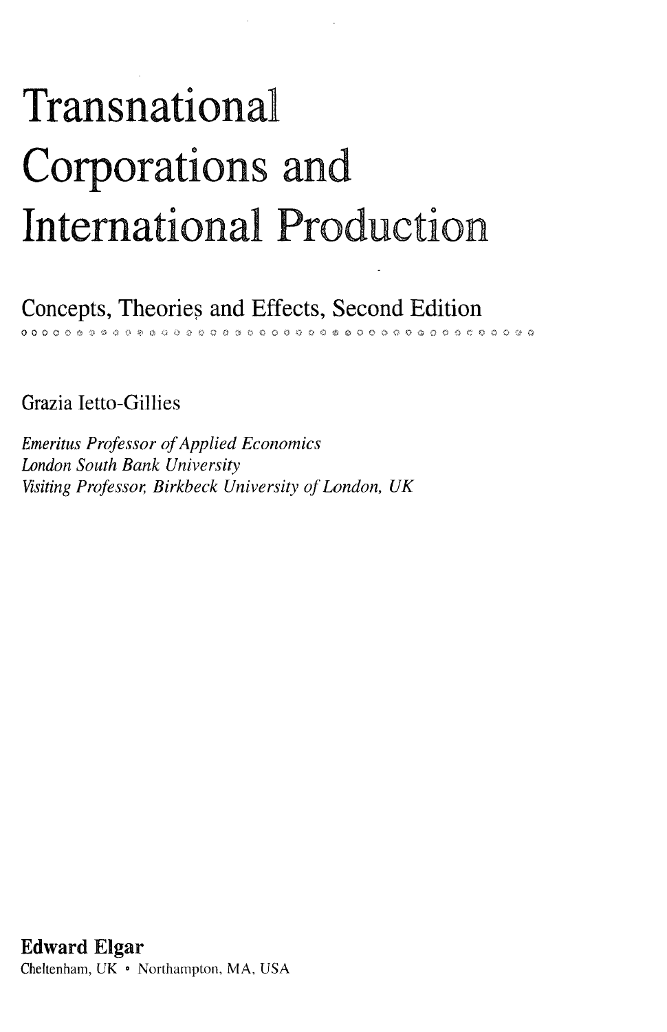# Transnational Corporations and International Production

## Concepts, Theories and Effects, Second Edition

Grazia Ietto-Gillies

*Emeritus Professor of Applied Economics*
*London South Bank University*
*Visiting Professor, Birkbeck University of London, UK*

**Edward Elgar**
Cheltenham, UK • Northampton, MA, USA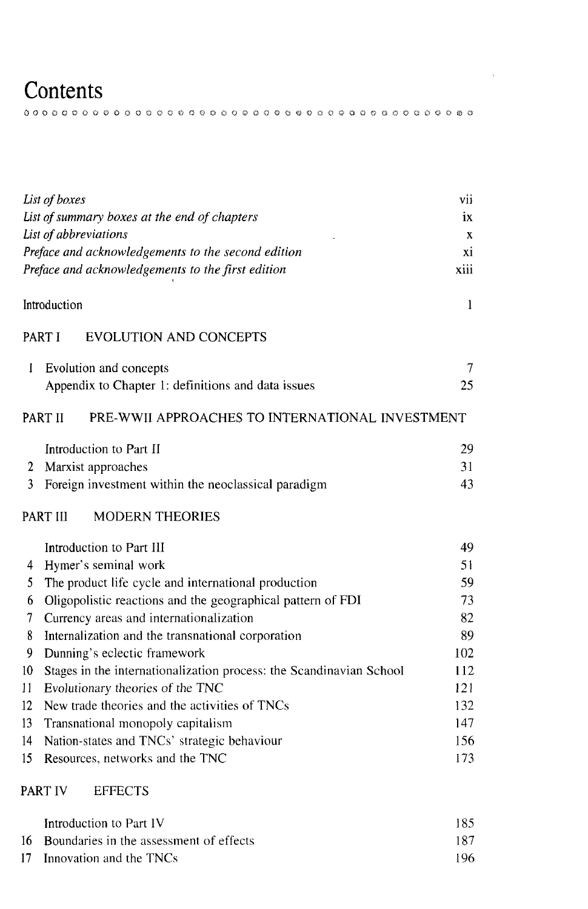# Contents

| | |
|---|---|
| *List of boxes* | vii |
| *List of summary boxes at the end of chapters* | ix |
| *List of abbreviations* | x |
| *Preface and acknowledgements to the second edition* | xi |
| *Preface and acknowledgements to the first edition* | xiii |
| Introduction | 1 |

## PART I EVOLUTION AND CONCEPTS

| | |
|---|---|
| 1 Evolution and concepts | 7 |
| Appendix to Chapter 1: definitions and data issues | 25 |

## PART II PRE-WWII APPROACHES TO INTERNATIONAL INVESTMENT

| | |
|---|---|
| Introduction to Part II | 29 |
| 2 Marxist approaches | 31 |
| 3 Foreign investment within the neoclassical paradigm | 43 |

## PART III MODERN THEORIES

| | |
|---|---|
| Introduction to Part III | 49 |
| 4 Hymer's seminal work | 51 |
| 5 The product life cycle and international production | 59 |
| 6 Oligopolistic reactions and the geographical pattern of FDI | 73 |
| 7 Currency areas and internationalization | 82 |
| 8 Internalization and the transnational corporation | 89 |
| 9 Dunning's eclectic framework | 102 |
| 10 Stages in the internationalization process: the Scandinavian School | 112 |
| 11 Evolutionary theories of the TNC | 121 |
| 12 New trade theories and the activities of TNCs | 132 |
| 13 Transnational monopoly capitalism | 147 |
| 14 Nation-states and TNCs' strategic behaviour | 156 |
| 15 Resources, networks and the TNC | 173 |

## PART IV EFFECTS

| | |
|---|---|
| Introduction to Part IV | 185 |
| 16 Boundaries in the assessment of effects | 187 |
| 17 Innovation and the TNCs | 196 |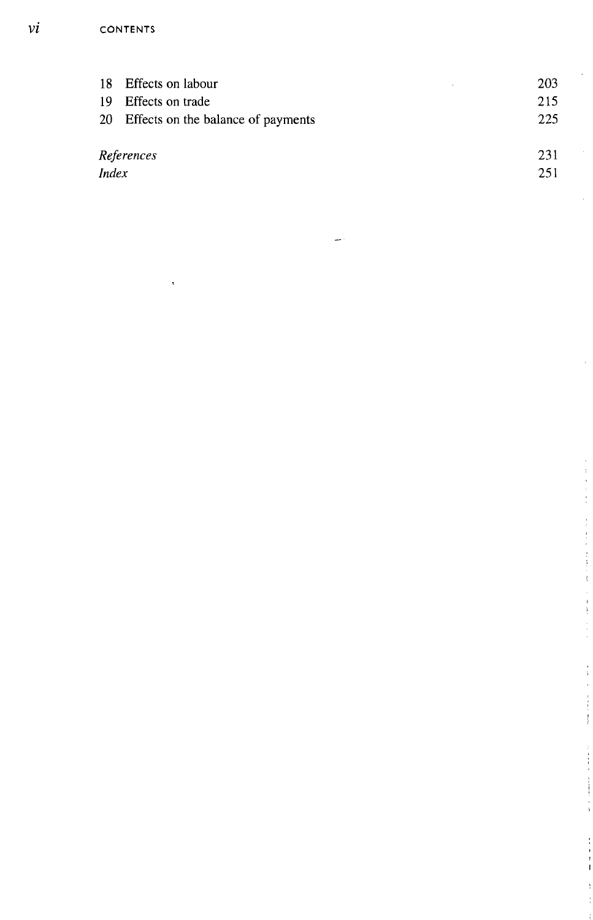| | | |
|---|---|---|
| 18 | Effects on labour | 203 |
| 19 | Effects on trade | 215 |
| 20 | Effects on the balance of payments | 225 |
| | *References* | 231 |
| | *Index* | 251 |